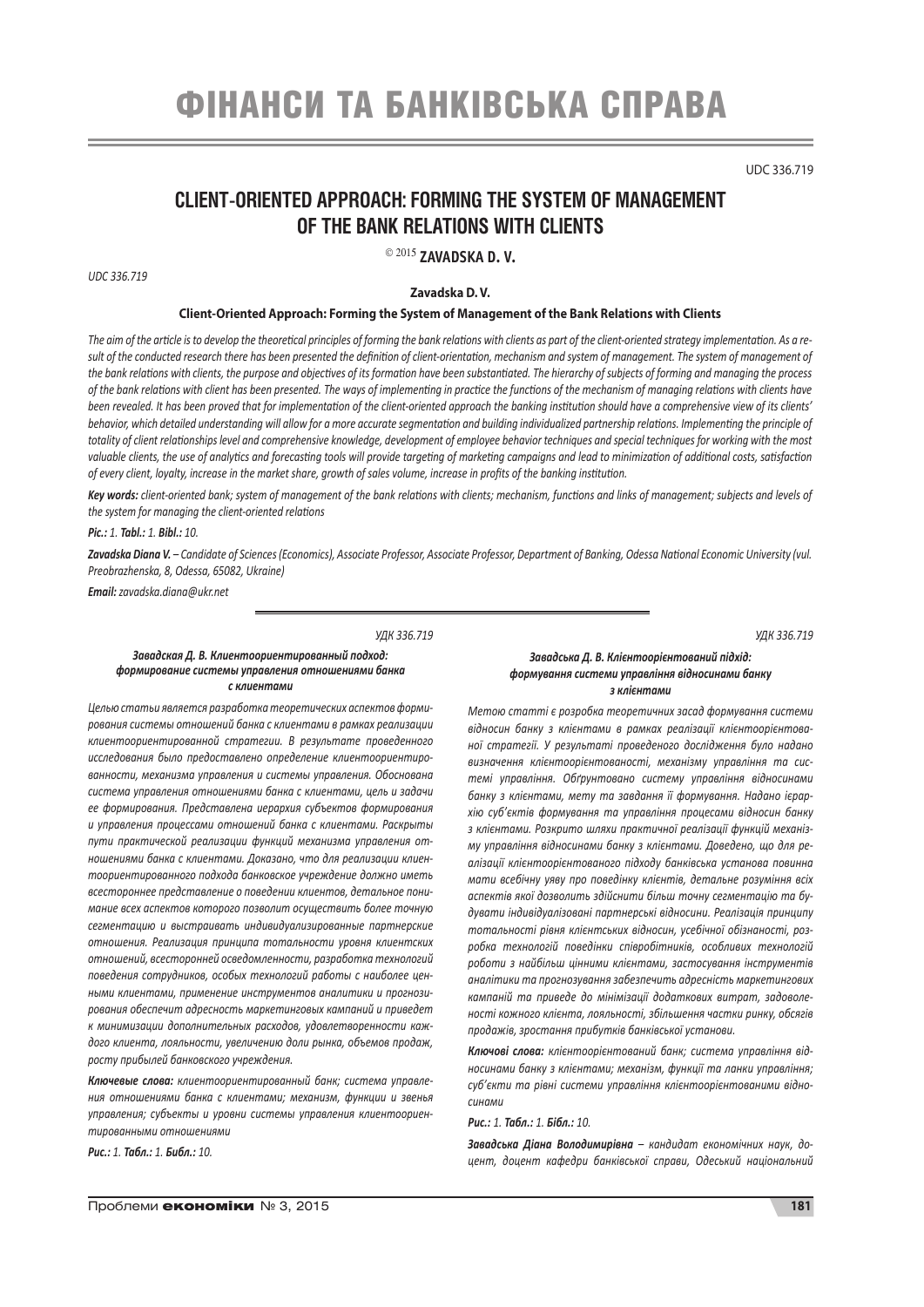# ФІНАНСИ ТА БАНКІВСЬКА СПРАВА

UDC 336.719

## CLIENT-ORIENTED APPROACH: FORMING THE SYSTEM OF MANAGEMENT OF THE BANK RELATIONS WITH CLIENTS

© 2015 **ZAVADSKA D. V.**

*UDC 336.719*

**Zavadska D. V.**

**Client-Oriented Approach: Forming the System of Management of the Bank Relations with Clients**

*The aim of the article is to develop the theoretical principles of forming the bank relations with clients as part of the client-oriented strategy implementation. As a result of the conducted research there has been presented the definition of client-orientation, mechanism and system of management. The system of management of the bank relations with clients, the purpose and objectives of its formation have been substantiated. The hierarchy of subjects of forming and managing the process of the bank relations with client has been presented. The ways of implementing in practice the functions of the mechanism of managing relations with clients have been revealed. It has been proved that for implementation of the client-oriented approach the banking institution should have a comprehensive view of its clients' behavior, which detailed understanding will allow for a more accurate segmentation and building individualized partnership relations. Implementing the principle of totality of client relationships level and comprehensive knowledge, development of employee behavior techniques and special techniques for working with the most valuable clients, the use of analytics and forecasting tools will provide targeting of marketing campaigns and lead to minimization of additional costs, satisfaction of every client, loyalty, increase in the market share, growth of sales volume, increase in profits of the banking institution.*

***Key words:*** *client-oriented bank; system of management of the bank relations with clients; mechanism, functions and links of management; subjects and levels of the system for managing the client-oriented relations*

***Pic.:*** *1.* ***Tabl.:*** *1.* ***Bibl.:*** *10.*

***Zavadska Diana V.*** *– Candidate of Sciences (Economics), Associate Professor, Associate Professor, Department of Banking, Odessa National Economic University (vul. Preobrazhenska, 8, Odessa, 65082, Ukraine)*

***Email:*** *zavadska.diana@ukr.net*

*УДК 336.719*

***Завадская Д. В. Клиентоориентированный подход: формирование системы управления отношениями банка с клиентами***

*Целью статьи является разработка теоретических аспектов формирования системы отношений банка с клиентами в рамках реализации клиентоориентированной стратегии. В результате проведенного исследования было предоставлено определение клиентоориентированности, механизма управления и системы управления. Обоснована система управления отношениями банка с клиентами, цель и задачи ее формирования. Представлена иерархия субъектов формирования и управления процессами отношений банка с клиентами. Раскрыты пути практической реализации функций механизма управления отношениями банка с клиентами. Доказано, что для реализации клиентоориентированного подхода банковское учреждение должно иметь всестороннее представление о поведении клиентов, детальное понимание всех аспектов которого позволит осуществить более точную сегментацию и выстраивать индивидуализированные партнерские отношения. Реализация принципа тотальности уровня клиентских отношений, всесторонней осведомленности, разработка технологий поведения сотрудников, особых технологий работы с наиболее ценными клиентами, применение инструментов аналитики и прогнозирования обеспечит адресность маркетинговых кампаний и приведет к минимизации дополнительных расходов, удовлетворенности каждого клиента, лояльности, увеличению доли рынка, объемов продаж, росту прибылей банковского учреждения.*

***Ключевые слова:*** *клиентоориентированный банк; система управления отношениями банка с клиентами; механизм, функции и звенья управления; субъекты и уровни системы управления клиентоориентированными отношениями*

***Рис.:*** *1.* ***Табл.:*** *1.* ***Библ.:*** *10.*

*УДК 336.719*

***Завадська Д. В. Клієнтоорієнтований підхід: формування системи управління відносинами банку з клієнтами***

*Метою статті є розробка теоретичних засад формування системи відносин банку з клієнтами в рамках реалізації клієнтоорієнтованої стратегії. У результаті проведеного дослідження було надано визначення клієнтоорієнтованості, механізму управління та системі управління. Обґрунтовано систему управління відносинами банку з клієнтами, мету та завдання її формування. Надано ієрархію суб'єктів формування та управління процесами відносин банку з клієнтами. Розкрито шляхи практичної реалізації функцій механізму управління відносинами банку з клієнтами. Доведено, що для реалізації клієнтоорієнтованого підходу банківська установа повинна мати всебічну уяву про поведінку клієнтів, детальне розуміння всіх аспектів якої дозволить здійснити більш точну сегментацію та будувати індивідуалізовані партнерські відносини. Реалізація принципу тотальності рівня клієнтських відносин, усебічної обізнаності, розробка технологій поведінки співробітників, особливих технологій роботи з найбільш цінними клієнтами, застосування інструментів аналітики та прогнозування забезпечить адресність маркетингових кампаній та приведе до мінімізації додаткових витрат, задоволеності кожного клієнта, лояльності, збільшення частки ринку, обсягів продажів, зростання прибутків банківської установи.*

***Ключові слова:*** *клієнтоорієнтований банк; система управління відносинами банку з клієнтами; механізм, функції та ланки управління; суб'єкти та рівні системи управління клієнтоорієнтованими відносинами*

***Рис.:*** *1.* ***Табл.:*** *1.* ***Бібл.:*** *10.*

***Завадська Діана Володимирівна*** *– кандидат економічних наук, доцент, доцент кафедри банківської справи, Одеський національний*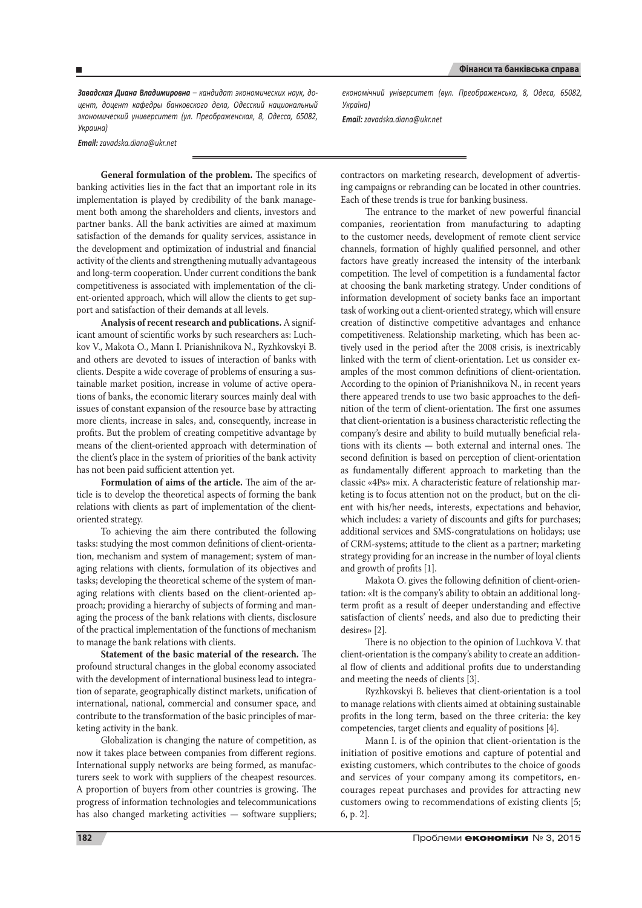***Завадская Диана Владимировна*** *– кандидат экономических наук, доцент, доцент кафедры банковского дела, Одесский национальный экономический университет (ул. Преображенская, 8, Одесса, 65082, Украина)*

***Email:*** *zavadska.diana@ukr.net*

*економічний університет (вул. Преображенська, 8, Одеса, 65082, Україна)*

***Email:*** *zavadska.diana@ukr.net*

**General formulation of the problem.** The specifics of banking activities lies in the fact that an important role in its implementation is played by credibility of the bank management both among the shareholders and clients, investors and partner banks. All the bank activities are aimed at maximum satisfaction of the demands for quality services, assistance in the development and optimization of industrial and financial activity of the clients and strengthening mutually advantageous and long-term cooperation. Under current conditions the bank competitiveness is associated with implementation of the client-oriented approach, which will allow the clients to get support and satisfaction of their demands at all levels.

**Analysis of recent research and publications.** A significant amount of scientific works by such researchers as: Luchkov V., Makota O., Mann I. Prianishnikova N., Ryzhkovskyi B. and others are devoted to issues of interaction of banks with clients. Despite a wide coverage of problems of ensuring a sustainable market position, increase in volume of active operations of banks, the economic literary sources mainly deal with issues of constant expansion of the resource base by attracting more clients, increase in sales, and, consequently, increase in profits. But the problem of creating competitive advantage by means of the client-oriented approach with determination of the client's place in the system of priorities of the bank activity has not been paid sufficient attention yet.

**Formulation of aims of the article.** The aim of the article is to develop the theoretical aspects of forming the bank relations with clients as part of implementation of the client-oriented strategy.

To achieving the aim there contributed the following tasks: studying the most common definitions of client-orientation, mechanism and system of management; system of managing relations with clients, formulation of its objectives and tasks; developing the theoretical scheme of the system of managing relations with clients based on the client-oriented approach; providing a hierarchy of subjects of forming and managing the process of the bank relations with clients, disclosure of the practical implementation of the functions of mechanism to manage the bank relations with clients.

**Statement of the basic material of the research.** The profound structural changes in the global economy associated with the development of international business lead to integration of separate, geographically distinct markets, unification of international, national, commercial and consumer space, and contribute to the transformation of the basic principles of marketing activity in the bank.

Globalization is changing the nature of competition, as now it takes place between companies from different regions. International supply networks are being formed, as manufacturers seek to work with suppliers of the cheapest resources. A proportion of buyers from other countries is growing. The progress of information technologies and telecommunications has also changed marketing activities — software suppliers; contractors on marketing research, development of advertising campaigns or rebranding can be located in other countries. Each of these trends is true for banking business.

The entrance to the market of new powerful financial companies, reorientation from manufacturing to adapting to the customer needs, development of remote client service channels, formation of highly qualified personnel, and other factors have greatly increased the intensity of the interbank competition. The level of competition is a fundamental factor at choosing the bank marketing strategy. Under conditions of information development of society banks face an important task of working out a client-oriented strategy, which will ensure creation of distinctive competitive advantages and enhance competitiveness. Relationship marketing, which has been actively used in the period after the 2008 crisis, is inextricably linked with the term of client-orientation. Let us consider examples of the most common definitions of client-orientation. According to the opinion of Prianishnikova N., in recent years there appeared trends to use two basic approaches to the definition of the term of client-orientation. The first one assumes that client-orientation is a business characteristic reflecting the company's desire and ability to build mutually beneficial relations with its clients — both external and internal ones. The second definition is based on perception of client-orientation as fundamentally different approach to marketing than the classic «4Ps» mix. A characteristic feature of relationship marketing is to focus attention not on the product, but on the client with his/her needs, interests, expectations and behavior, which includes: a variety of discounts and gifts for purchases; additional services and SMS-congratulations on holidays; use of CRM-systems; attitude to the client as a partner; marketing strategy providing for an increase in the number of loyal clients and growth of profits [1].

Makota O. gives the following definition of client-orientation: «It is the company's ability to obtain an additional long-term profit as a result of deeper understanding and effective satisfaction of clients' needs, and also due to predicting their desires» [2].

There is no objection to the opinion of Luchkova V. that client-orientation is the company's ability to create an additional flow of clients and additional profits due to understanding and meeting the needs of clients [3].

Ryzhkovskyi B. believes that client-orientation is a tool to manage relations with clients aimed at obtaining sustainable profits in the long term, based on the three criteria: the key competencies, target clients and equality of positions [4].

Mann I. is of the opinion that client-orientation is the initiation of positive emotions and capture of potential and existing customers, which contributes to the choice of goods and services of your company among its competitors, encourages repeat purchases and provides for attracting new customers owing to recommendations of existing clients [5; 6, p. 2].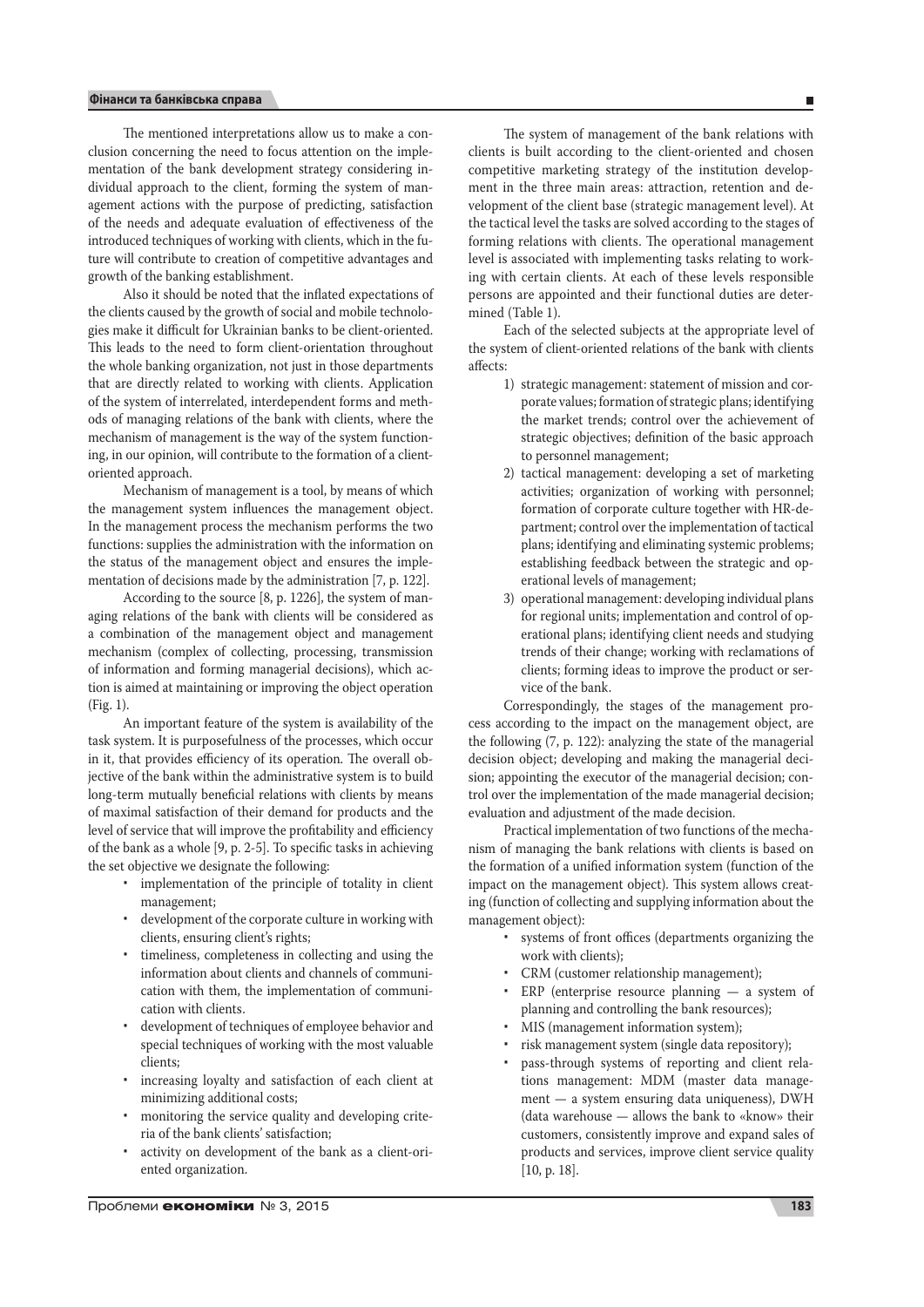The mentioned interpretations allow us to make a conclusion concerning the need to focus attention on the implementation of the bank development strategy considering individual approach to the client, forming the system of management actions with the purpose of predicting, satisfaction of the needs and adequate evaluation of effectiveness of the introduced techniques of working with clients, which in the future will contribute to creation of competitive advantages and growth of the banking establishment.

Also it should be noted that the inflated expectations of the clients caused by the growth of social and mobile technologies make it difficult for Ukrainian banks to be client-oriented. This leads to the need to form client-orientation throughout the whole banking organization, not just in those departments that are directly related to working with clients. Application of the system of interrelated, interdependent forms and methods of managing relations of the bank with clients, where the mechanism of management is the way of the system functioning, in our opinion, will contribute to the formation of a client-oriented approach.

Mechanism of management is a tool, by means of which the management system influences the management object. In the management process the mechanism performs the two functions: supplies the administration with the information on the status of the management object and ensures the implementation of decisions made by the administration [7, p. 122].

According to the source [8, p. 1226], the system of managing relations of the bank with clients will be considered as a combination of the management object and management mechanism (complex of collecting, processing, transmission of information and forming managerial decisions), which action is aimed at maintaining or improving the object operation (Fig. 1).

An important feature of the system is availability of the task system. It is purposefulness of the processes, which occur in it, that provides efficiency of its operation. The overall objective of the bank within the administrative system is to build long-term mutually beneficial relations with clients by means of maximal satisfaction of their demand for products and the level of service that will improve the profitability and efficiency of the bank as a whole [9, p. 2-5]. To specific tasks in achieving the set objective we designate the following:

- implementation of the principle of totality in client management;
- development of the corporate culture in working with clients, ensuring client's rights;
- timeliness, completeness in collecting and using the information about clients and channels of communication with them, the implementation of communication with clients.
- development of techniques of employee behavior and special techniques of working with the most valuable clients;
- increasing loyalty and satisfaction of each client at minimizing additional costs;
- monitoring the service quality and developing criteria of the bank clients' satisfaction;
- activity on development of the bank as a client-oriented organization.

The system of management of the bank relations with clients is built according to the client-oriented and chosen competitive marketing strategy of the institution development in the three main areas: attraction, retention and development of the client base (strategic management level). At the tactical level the tasks are solved according to the stages of forming relations with clients. The operational management level is associated with implementing tasks relating to working with certain clients. At each of these levels responsible persons are appointed and their functional duties are determined (Table 1).

Each of the selected subjects at the appropriate level of the system of client-oriented relations of the bank with clients affects:

1) strategic management: statement of mission and corporate values; formation of strategic plans; identifying the market trends; control over the achievement of strategic objectives; definition of the basic approach to personnel management;
2) tactical management: developing a set of marketing activities; organization of working with personnel; formation of corporate culture together with HR-department; control over the implementation of tactical plans; identifying and eliminating systemic problems; establishing feedback between the strategic and operational levels of management;
3) operational management: developing individual plans for regional units; implementation and control of operational plans; identifying client needs and studying trends of their change; working with reclamations of clients; forming ideas to improve the product or service of the bank.

Correspondingly, the stages of the management process according to the impact on the management object, are the following (7, p. 122): analyzing the state of the managerial decision object; developing and making the managerial decision; appointing the executor of the managerial decision; control over the implementation of the made managerial decision; evaluation and adjustment of the made decision.

Practical implementation of two functions of the mechanism of managing the bank relations with clients is based on the formation of a unified information system (function of the impact on the management object). This system allows creating (function of collecting and supplying information about the management object):

- systems of front offices (departments organizing the work with clients);
- CRM (customer relationship management);
- ERP (enterprise resource planning — a system of planning and controlling the bank resources);
- MIS (management information system);
- risk management system (single data repository);
- pass-through systems of reporting and client relations management: MDM (master data management — a system ensuring data uniqueness), DWH (data warehouse — allows the bank to «know» their customers, consistently improve and expand sales of products and services, improve client service quality [10, p. 18].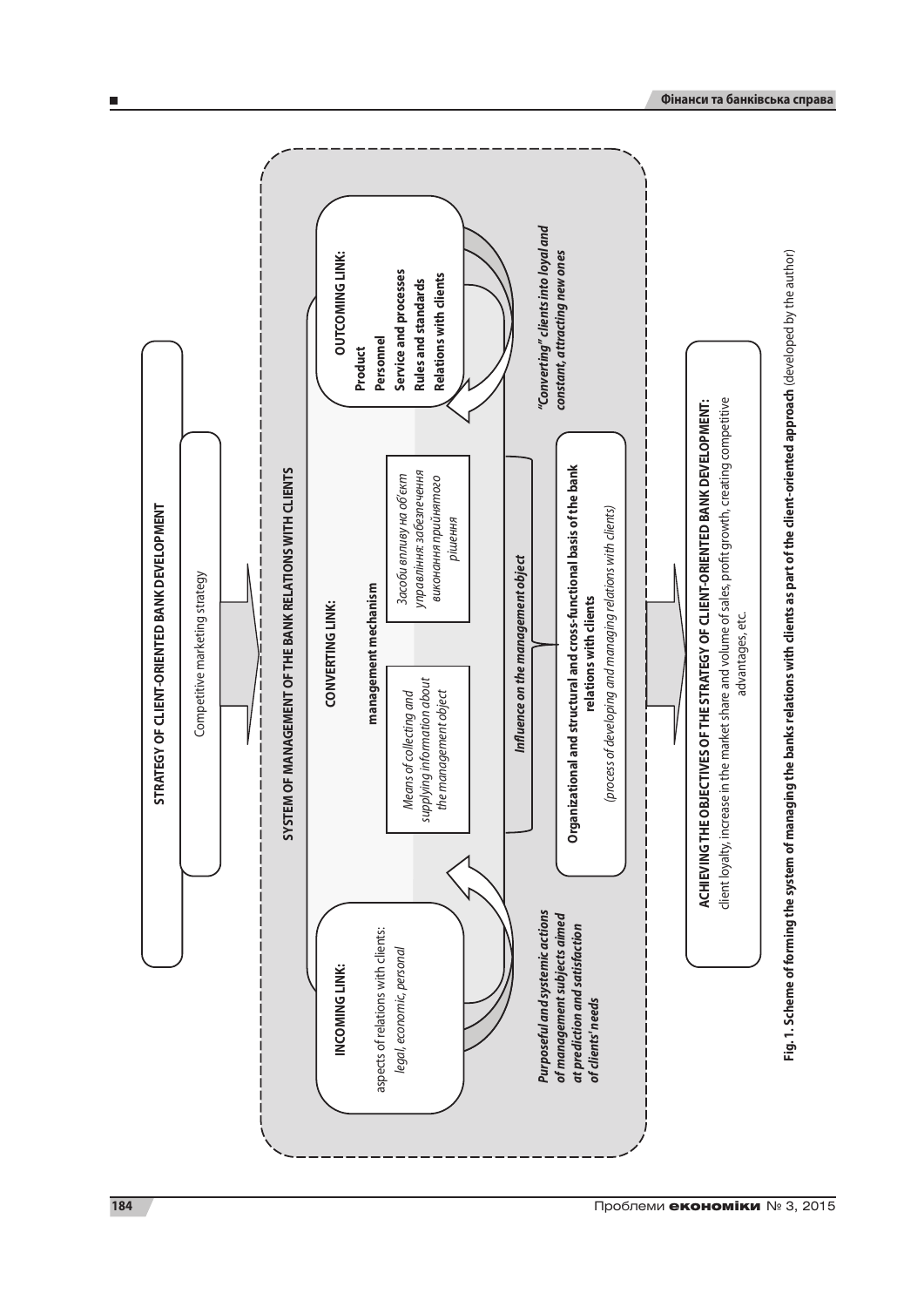**STRATEGY OF CLIENT-ORIENTED BANK DEVELOPMENT**

Competitive marketing strategy

**SYSTEM OF MANAGEMENT OF THE BANK RELATIONS WITH CLIENTS**

**INCOMING LINK:**

aspects of relations with clients: *legal, economic, personal*

***Purposeful and systemic actions of management subjects aimed at prediction and satisfaction of clients' needs***

**CONVERTING LINK:**

**management mechanism**

*Means of collecting and supplying information about the management object*

*Засоби впливу на об'єкт управління: забезпечення виконання прийнятого рішення*

***Influence on the management object***

**OUTCOMING LINK:**

**Product**
**Personnel**
**Service and processes**
**Rules and standards**
**Relations with clients**

***"Converting" clients into loyal and constant, attracting new ones***

**Organizational and structural and cross-functional basis of the bank relations with clients**

*(process of developing and managing relations with clients)*

**ACHIEVING THE OBJECTIVES OF THE STRATEGY OF CLIENT-ORIENTED BANK DEVELOPMENT:**
client loyalty, increase in the market share and volume of sales, profit growth, creating competitive advantages, etc.

**Fig. 1. Scheme of forming the system of managing the banks relations with clients as part of the client-oriented approach** (developed by the author)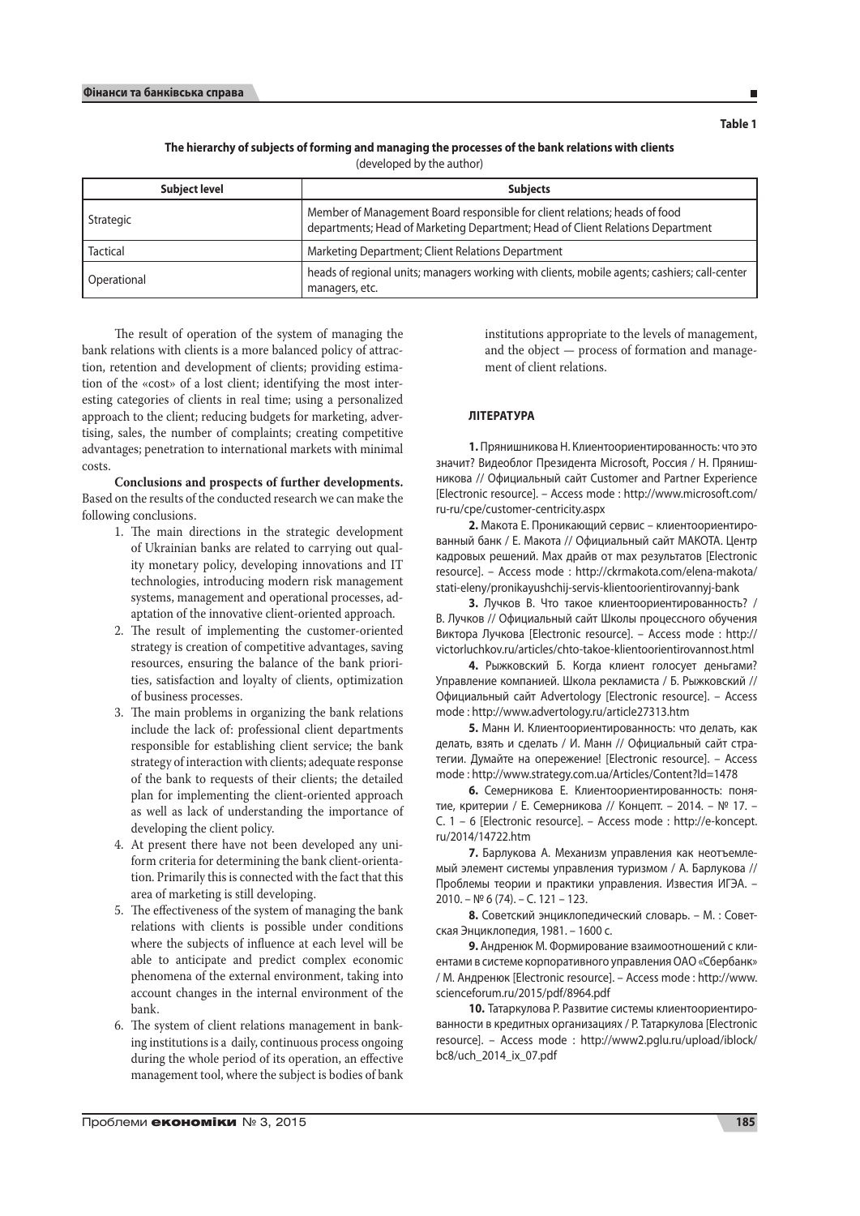Table 1

**The hierarchy of subjects of forming and managing the processes of the bank relations with clients**
(developed by the author)

| Subject level | Subjects |
| --- | --- |
| Strategic | Member of Management Board responsible for client relations; heads of food departments; Head of Marketing Department; Head of Client Relations Department |
| Tactical | Marketing Department; Client Relations Department |
| Operational | heads of regional units; managers working with clients, mobile agents; cashiers; call-center managers, etc. |

The result of operation of the system of managing the bank relations with clients is a more balanced policy of attraction, retention and development of clients; providing estimation of the «cost» of a lost client; identifying the most interesting categories of clients in real time; using a personalized approach to the client; reducing budgets for marketing, advertising, sales, the number of complaints; creating competitive advantages; penetration to international markets with minimal costs.

**Conclusions and prospects of further developments.** Based on the results of the conducted research we can make the following conclusions.

1. The main directions in the strategic development of Ukrainian banks are related to carrying out quality monetary policy, developing innovations and IT technologies, introducing modern risk management systems, management and operational processes, adaptation of the innovative client-oriented approach.
2. The result of implementing the customer-oriented strategy is creation of competitive advantages, saving resources, ensuring the balance of the bank priorities, satisfaction and loyalty of clients, optimization of business processes.
3. The main problems in organizing the bank relations include the lack of: professional client departments responsible for establishing client service; the bank strategy of interaction with clients; adequate response of the bank to requests of their clients; the detailed plan for implementing the client-oriented approach as well as lack of understanding the importance of developing the client policy.
4. At present there have not been developed any uniform criteria for determining the bank client-orientation. Primarily this is connected with the fact that this area of marketing is still developing.
5. The effectiveness of the system of managing the bank relations with clients is possible under conditions where the subjects of influence at each level will be able to anticipate and predict complex economic phenomena of the external environment, taking into account changes in the internal environment of the bank.
6. The system of client relations management in banking institutions is a daily, continuous process ongoing during the whole period of its operation, an effective management tool, where the subject is bodies of bank institutions appropriate to the levels of management, and the object — process of formation and management of client relations.

## ЛІТЕРАТУРА

**1.** Прянишникова Н. Клиентоориентированность: что это значит? Видеоблог Президента Microsoft, Россия / Н. Прянишникова // Официальный сайт Customer and Partner Experience [Electronic resource]. – Access mode : http://www.microsoft.com/ru-ru/cpe/customer-centricity.aspx

**2.** Макота Е. Проникающий сервис – клиентоориентированный банк / Е. Макота // Официальный сайт МАКОТА. Центр кадровых решений. Max драйв от max результатов [Electronic resource]. – Access mode : http://ckrmakota.com/elena-makota/stati-eleny/pronikayushchij-servis-klientoorientirovannyj-bank

**3.** Лучков В. Что такое клиентоориентированность? / В. Лучков // Официальный сайт Школы процессного обучения Виктора Лучкова [Electronic resource]. – Access mode : http://victorluchkov.ru/articles/chto-takoe-klientoorientirovannost.html

**4.** Рыжковский Б. Когда клиент голосует деньгами? Управление компанией. Школа рекламиста / Б. Рыжковский // Официальный сайт Advertology [Electronic resource]. – Access mode : http://www.advertology.ru/article27313.htm

**5.** Манн И. Клиентоориентированность: что делать, как делать, взять и сделать / И. Манн // Официальный сайт стратегии. Думайте на опережение! [Electronic resource]. – Access mode : http://www.strategy.com.ua/Articles/Content?Id=1478

**6.** Семерникова Е. Клиентоориентированность: понятие, критерии / Е. Семерникова // Концепт. – 2014. – № 17. – С. 1 – 6 [Electronic resource]. – Access mode : http://e-koncept.ru/2014/14722.htm

**7.** Барлукова А. Механизм управления как неотъемлемый элемент системы управления туризмом / А. Барлукова // Проблемы теории и практики управления. Известия ИГЭА. – 2010. – № 6 (74). – С. 121 – 123.

**8.** Советский энциклопедический словарь. – М. : Советская Энциклопедия, 1981. – 1600 с.

**9.** Андренюк М. Формирование взаимоотношений с клиентами в системе корпоративного управления ОАО «Сбербанк» / М. Андренюк [Electronic resource]. – Access mode : http://www.scienceforum.ru/2015/pdf/8964.pdf

**10.** Татаркулова Р. Развитие системы клиентоориентированности в кредитных организациях / Р. Татаркулова [Electronic resource]. – Access mode : http://www2.pglu.ru/upload/iblock/bc8/uch_2014_ix_07.pdf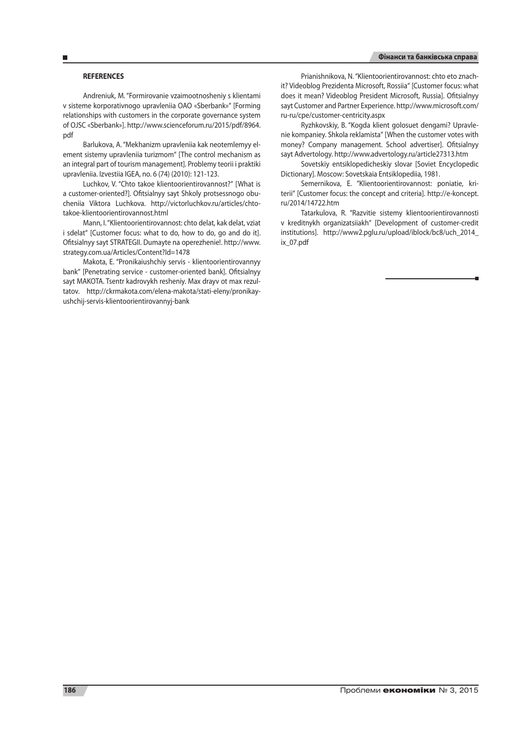**REFERENCES**

Andreniuk, M. "Formirovanie vzaimootnosheniy s klientami v sisteme korporativnogo upravleniia OAO «Sberbank»" [Forming relationships with customers in the corporate governance system of OJSC «Sberbank»]. http://www.scienceforum.ru/2015/pdf/8964.pdf

Barlukova, A. "Mekhanizm upravleniia kak neotemlemyy element sistemy upravleniia turizmom" [The control mechanism as an integral part of tourism management]. Problemy teorii i praktiki upravleniia. Izvestiia IGEA, no. 6 (74) (2010): 121-123.

Luchkov, V. "Chto takoe klientoorientirovannost?" [What is a customer-oriented?]. Ofitsialnyy sayt Shkoly protsessnogo obucheniia Viktora Luchkova. http://victorluchkov.ru/articles/chto-takoe-klientoorientirovannost.html

Mann, I. "Klientoorientirovannost: chto delat, kak delat, vziat i sdelat" [Customer focus: what to do, how to do, go and do it]. Ofitsialnyy sayt STRATEGII. Dumayte na operezhenie!. http://www.strategy.com.ua/Articles/Content?Id=1478

Makota, E. "Pronikaiushchiy servis - klientoorientirovannyy bank" [Penetrating service - customer-oriented bank]. Ofitsialnyy sayt MAKOTA. Tsentr kadrovykh resheniy. Max drayv ot max rezultatov. http://ckrmakota.com/elena-makota/stati-eleny/pronikayushchij-servis-klientoorientirovannyj-bank

Prianishnikova, N. "Klientoorientirovannost: chto eto znachit? Videoblog Prezidenta Microsoft, Rossiia" [Customer focus: what does it mean? Videoblog President Microsoft, Russia]. Ofitsialnyy sayt Customer and Partner Experience. http://www.microsoft.com/ru-ru/cpe/customer-centricity.aspx

Ryzhkovskiy, B. "Kogda klient golosuet dengami? Upravlenie kompaniey. Shkola reklamista" [When the customer votes with money? Company management. School advertiser]. Ofitsialnyy sayt Advertology. http://www.advertology.ru/article27313.htm

Sovetskiy entsiklopedicheskiy slovar [Soviet Encyclopedic Dictionary]. Moscow: Sovetskaia Entsiklopediia, 1981.

Semernikova, E. "Klientoorientirovannost: poniatie, kriterii" [Customer focus: the concept and criteria]. http://e-koncept.ru/2014/14722.htm

Tatarkulova, R. "Razvitie sistemy klientoorientirovannosti v kreditnykh organizatsiiakh" [Development of customer-credit institutions]. http://www2.pglu.ru/upload/iblock/bc8/uch_2014_ix_07.pdf